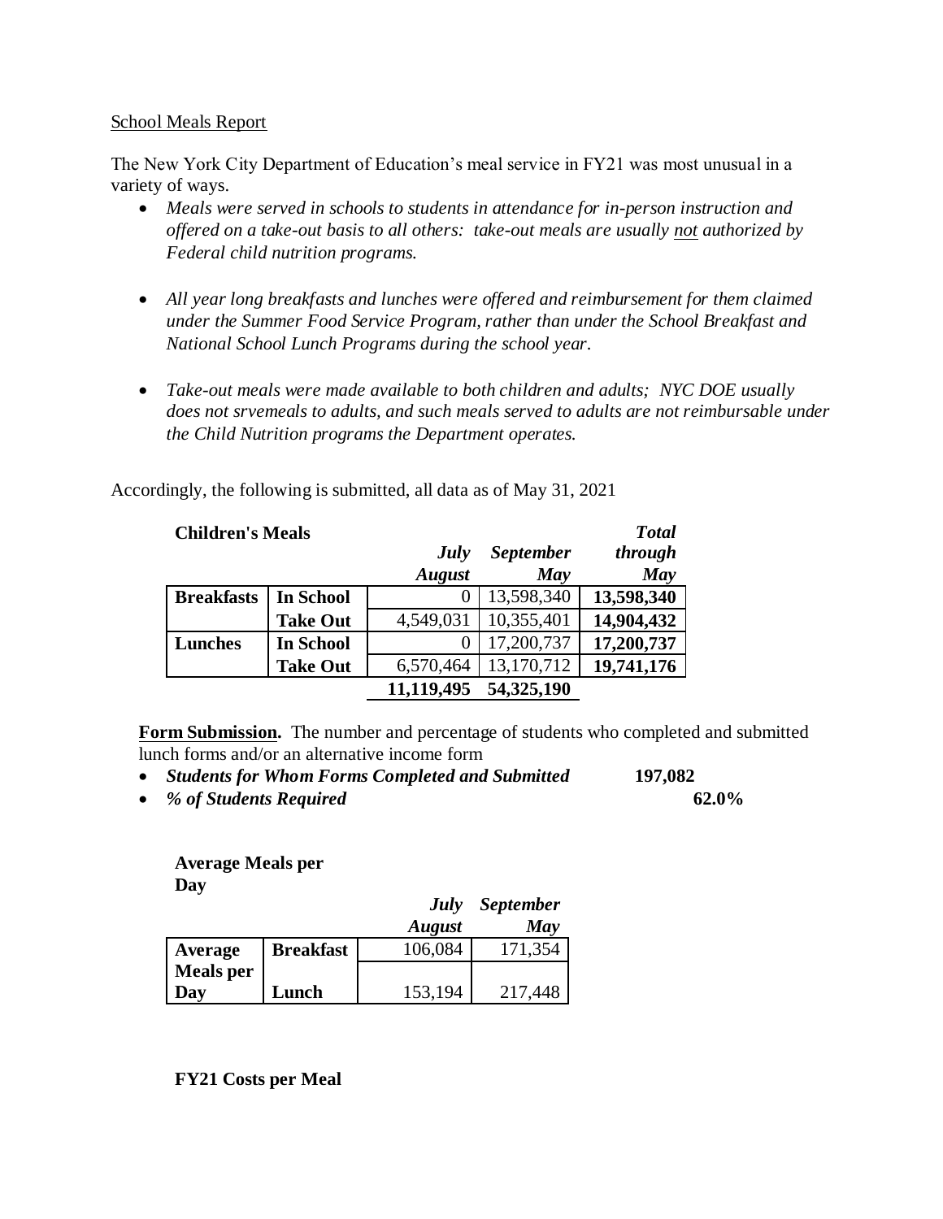School Meals Report

The New York City Department of Education's meal service in FY21 was most unusual in a variety of ways.

- *Meals were served in schools to students in attendance for in-person instruction and offered on a take-out basis to all others: take-out meals are usually not authorized by Federal child nutrition programs.*
- *All year long breakfasts and lunches were offered and reimbursement for them claimed under the Summer Food Service Program, rather than under the School Breakfast and National School Lunch Programs during the school year.*
- *Take-out meals were made available to both children and adults; NYC DOE usually does not srvemeals to adults, and such meals served to adults are not reimbursable under the Child Nutrition programs the Department operates.*

Accordingly, the following is submitted, all data as of May 31, 2021

**Children's Meals**

| | | *July August* | *September May* | ***Total through May*** |
|---|---|---|---|---|
| **Breakfasts** | **In School** | 0 | 13,598,340 | **13,598,340** |
| | **Take Out** | 4,549,031 | 10,355,401 | **14,904,432** |
| **Lunches** | **In School** | 0 | 17,200,737 | **17,200,737** |
| | **Take Out** | 6,570,464 | 13,170,712 | **19,741,176** |
| | | **11,119,495** | **54,325,190** | |

**Form Submission.** The number and percentage of students who completed and submitted lunch forms and/or an alternative income form

- ***Students for Whom Forms Completed and Submitted*** **197,082**
- ***% of Students Required*** **62.0%**

**Average Meals per Day**

| | | *July August* | *September May* |
|---|---|---|---|
| **Average Meals per Day** | **Breakfast** | 106,084 | 171,354 |
| | **Lunch** | 153,194 | 217,448 |

**FY21 Costs per Meal**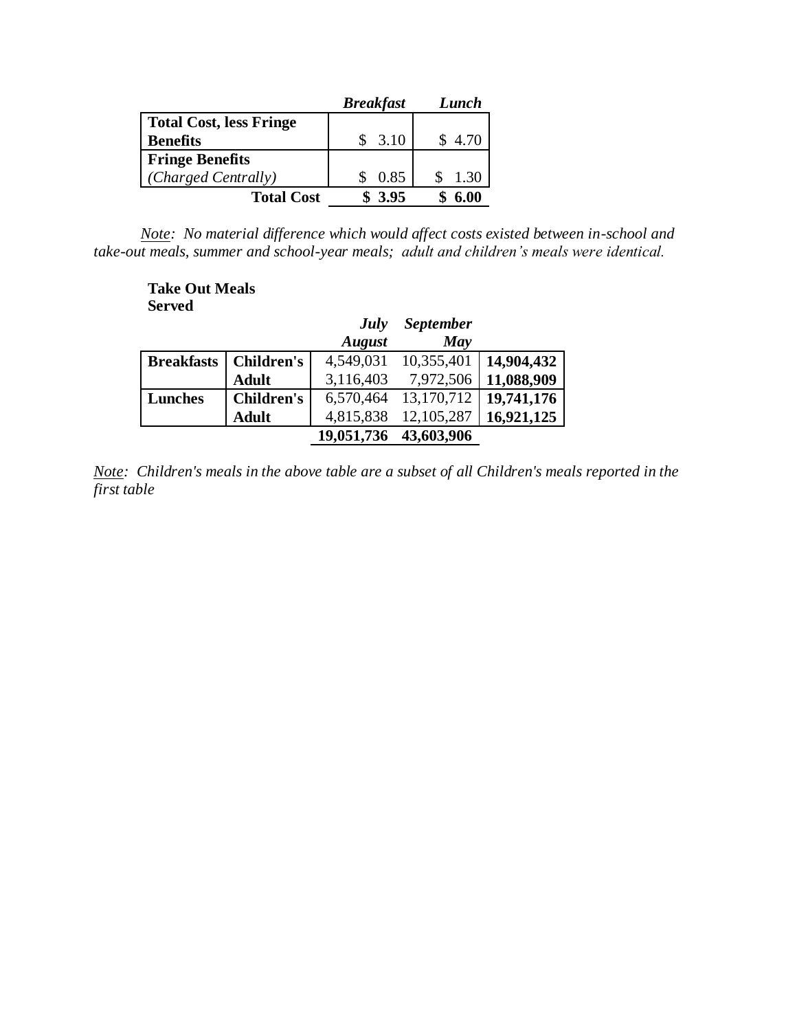| | *Breakfast* | *Lunch* |
|---|---|---|
| **Total Cost, less Fringe Benefits** | $ 3.10 | $ 4.70 |
| **Fringe Benefits** *(Charged Centrally)* | $ 0.85 | $ 1.30 |
| **Total Cost** | **$ 3.95** | **$ 6.00** |

*Note: No material difference which would affect costs existed between in-school and take-out meals, summer and school-year meals; adult and children's meals were identical.*

**Take Out Meals Served**

| | | *July August* | *September May* | |
|---|---|---|---|---|
| **Breakfasts** | **Children's** | 4,549,031 | 10,355,401 | **14,904,432** |
| | **Adult** | 3,116,403 | 7,972,506 | **11,088,909** |
| **Lunches** | **Children's** | 6,570,464 | 13,170,712 | **19,741,176** |
| | **Adult** | 4,815,838 | 12,105,287 | **16,921,125** |
| | | **19,051,736** | **43,603,906** | |

*Note: Children's meals in the above table are a subset of all Children's meals reported in the first table*